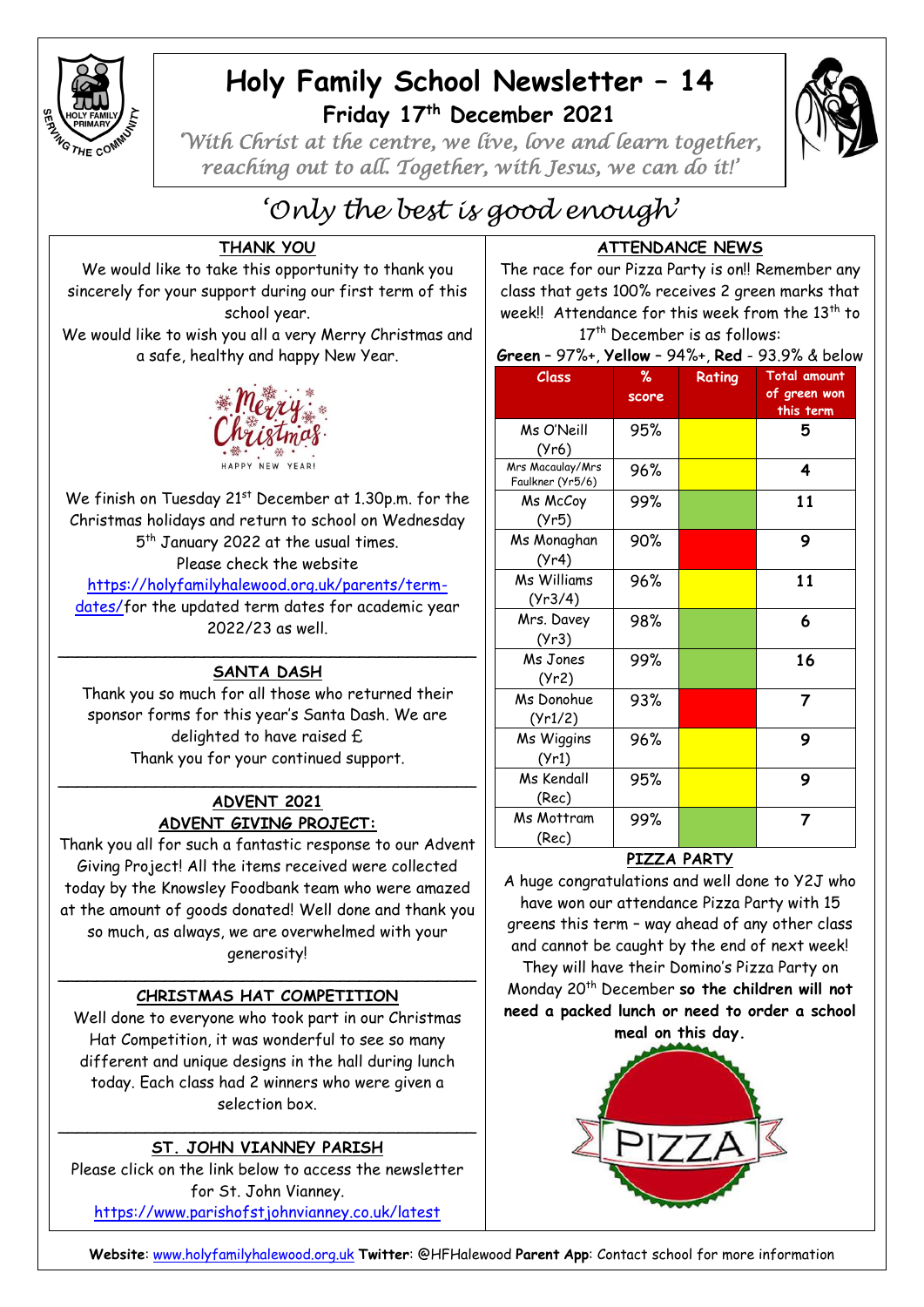# Holy Family School Newsletter – 14

## Friday 17th December 2021

*'With Christ at the centre, we live, love and learn together, reaching out to all. Together, with Jesus, we can do it!'*

*'Only the best is good enough'*

### THANK YOU

We would like to take this opportunity to thank you sincerely for your support during our first term of this school year.

We would like to wish you all a very Merry Christmas and a safe, healthy and happy New Year.

Merry Christmas

HAPPY NEW YEAR!

We finish on Tuesday 21st December at 1.30p.m. for the Christmas holidays and return to school on Wednesday 5th January 2022 at the usual times.

Please check the website https://holyfamilyhalewood.org.uk/parents/term-dates/for the updated term dates for academic year 2022/23 as well.

---

### SANTA DASH

Thank you so much for all those who returned their sponsor forms for this year's Santa Dash. We are delighted to have raised £

Thank you for your continued support.

---

### ADVENT 2021

### ADVENT GIVING PROJECT:

Thank you all for such a fantastic response to our Advent Giving Project! All the items received were collected today by the Knowsley Foodbank team who were amazed at the amount of goods donated! Well done and thank you so much, as always, we are overwhelmed with your generosity!

---

### CHRISTMAS HAT COMPETITION

Well done to everyone who took part in our Christmas Hat Competition, it was wonderful to see so many different and unique designs in the hall during lunch today. Each class had 2 winners who were given a selection box.

---

### ST. JOHN VIANNEY PARISH

Please click on the link below to access the newsletter for St. John Vianney.

https://www.parishofstjohnvianney.co.uk/latest

### ATTENDANCE NEWS

The race for our Pizza Party is on!! Remember any class that gets 100% receives 2 green marks that week!! Attendance for this week from the 13th to 17th December is as follows:

**Green** – 97%+, **Yellow** – 94%+, **Red** - 93.9% & below

| Class | % score | Rating | Total amount of green won this term |
|---|---|---|---|
| Ms O'Neill (Yr6) | 95% | Yellow | 5 |
| Mrs Macaulay/Mrs Faulkner (Yr5/6) | 96% | Yellow | 4 |
| Ms McCoy (Yr5) | 99% | Green | 11 |
| Ms Monaghan (Yr4) | 90% | Red | 9 |
| Ms Williams (Yr3/4) | 96% | Yellow | 11 |
| Mrs. Davey (Yr3) | 98% | Green | 6 |
| Ms Jones (Yr2) | 99% | Green | 16 |
| Ms Donohue (Yr1/2) | 93% | Red | 7 |
| Ms Wiggins (Yr1) | 96% | Yellow | 9 |
| Ms Kendall (Rec) | 95% | Yellow | 9 |
| Ms Mottram (Rec) | 99% | Green | 7 |

### PIZZA PARTY

A huge congratulations and well done to Y2J who have won our attendance Pizza Party with 15 greens this term – way ahead of any other class and cannot be caught by the end of next week! They will have their Domino's Pizza Party on Monday 20th December **so the children will not need a packed lunch or need to order a school meal on this day.**

PIZZA

**Website**: www.holyfamilyhalewood.org.uk **Twitter**: @HFHalewood **Parent App**: Contact school for more information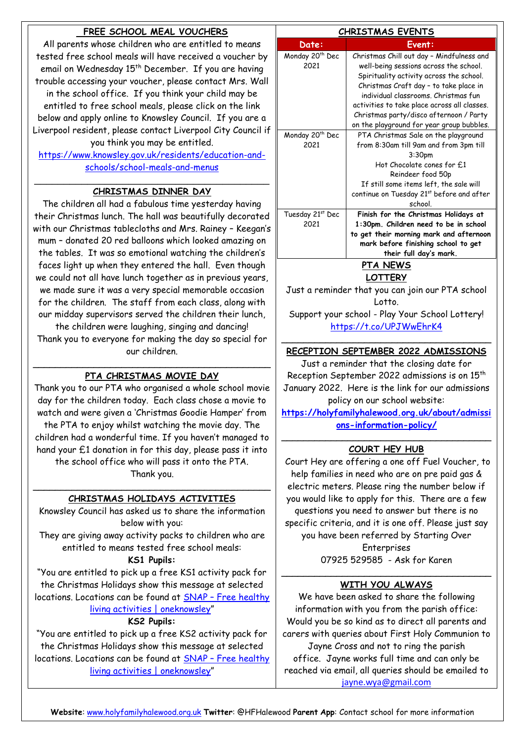## FREE SCHOOL MEAL VOUCHERS

All parents whose children who are entitled to means tested free school meals will have received a voucher by email on Wednesday 15th December. If you are having trouble accessing your voucher, please contact Mrs. Wall in the school office. If you think your child may be entitled to free school meals, please click on the link below and apply online to Knowsley Council. If you are a Liverpool resident, please contact Liverpool City Council if you think you may be entitled.

https://www.knowsley.gov.uk/residents/education-and-schools/school-meals-and-menus

## CHRISTMAS DINNER DAY

The children all had a fabulous time yesterday having their Christmas lunch. The hall was beautifully decorated with our Christmas tablecloths and Mrs. Rainey – Keegan's mum – donated 20 red balloons which looked amazing on the tables. It was so emotional watching the children's faces light up when they entered the hall. Even though we could not all have lunch together as in previous years, we made sure it was a very special memorable occasion for the children. The staff from each class, along with our midday supervisors served the children their lunch, the children were laughing, singing and dancing! Thank you to everyone for making the day so special for our children.

## PTA CHRISTMAS MOVIE DAY

Thank you to our PTA who organised a whole school movie day for the children today. Each class chose a movie to watch and were given a 'Christmas Goodie Hamper' from the PTA to enjoy whilst watching the movie day. The children had a wonderful time. If you haven't managed to hand your £1 donation in for this day, please pass it into the school office who will pass it onto the PTA.
Thank you.

## CHRISTMAS HOLIDAYS ACTIVITIES

Knowsley Council has asked us to share the information below with you:

They are giving away activity packs to children who are entitled to means tested free school meals:

**KS1 Pupils:**

"You are entitled to pick up a free KS1 activity pack for the Christmas Holidays show this message at selected locations. Locations can be found at SNAP – Free healthy living activities | oneknowsley"

**KS2 Pupils:**

"You are entitled to pick up a free KS2 activity pack for the Christmas Holidays show this message at selected locations. Locations can be found at SNAP – Free healthy living activities | oneknowsley"

## CHRISTMAS EVENTS

| Date: | Event: |
|---|---|
| Monday 20th Dec 2021 | Christmas Chill out day – Mindfulness and well-being sessions across the school. Spirituality activity across the school. Christmas Craft day – to take place in individual classrooms. Christmas fun activities to take place across all classes. Christmas party/disco afternoon / Party on the playground for year group bubbles. |
| Monday 20th Dec 2021 | PTA Christmas Sale on the playground from 8:30am till 9am and from 3pm till 3:30pm<br>Hot Chocolate cones for £1<br>Reindeer food 50p<br>If still some items left, the sale will continue on Tuesday 21st before and after school. |
| Tuesday 21st Dec 2021 | **Finish for the Christmas Holidays at 1:30pm. Children need to be in school to get their morning mark and afternoon mark before finishing school to get their full day's mark.** |

## PTA NEWS

### LOTTERY

Just a reminder that you can join our PTA school Lotto.

Support your school - Play Your School Lottery!
https://t.co/UPJWwEhrK4

## RECEPTION SEPTEMBER 2022 ADMISSIONS

Just a reminder that the closing date for Reception September 2022 admissions is on 15th January 2022. Here is the link for our admissions policy on our school website:

**https://holyfamilyhalewood.org.uk/about/admissions-information-policy/**

## COURT HEY HUB

Court Hey are offering a one off Fuel Voucher, to help families in need who are on pre paid gas & electric meters. Please ring the number below if you would like to apply for this. There are a few questions you need to answer but there is no specific criteria, and it is one off. Please just say you have been referred by Starting Over Enterprises
07925 529585 - Ask for Karen

## WITH YOU ALWAYS

We have been asked to share the following information with you from the parish office: Would you be so kind as to direct all parents and carers with queries about First Holy Communion to Jayne Cross and not to ring the parish office. Jayne works full time and can only be reached via email, all queries should be emailed to jayne.wya@gmail.com

**Website**: www.holyfamilyhalewood.org.uk **Twitter**: @HFHalewood **Parent App**: Contact school for more information